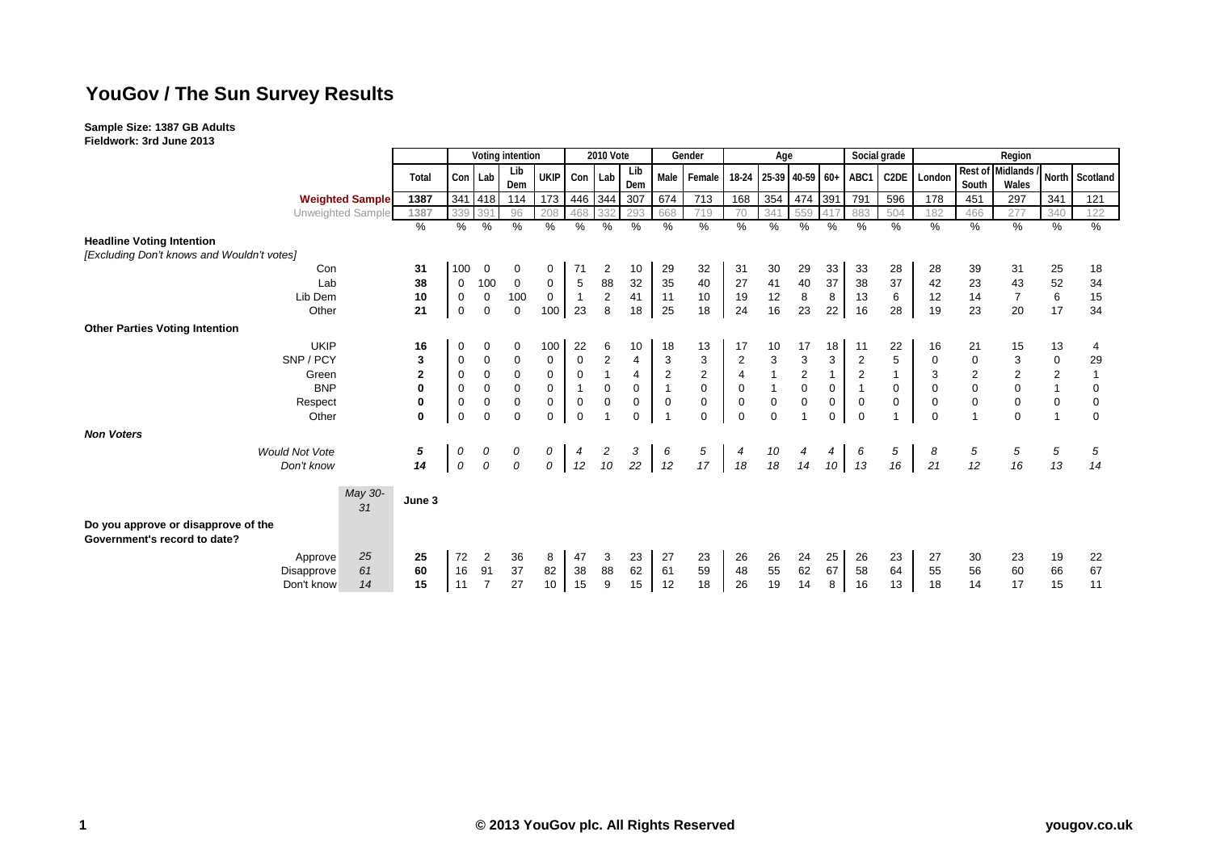# YouGov / The Sun Survey Results

**Sample Size: 1387 GB Adults**
**Fieldwork: 3rd June 2013**

| | | Total | Voting intention | | | | 2010 Vote | | | Gender | | Age | | | | Social grade | | Region | | | | |
|---|---|---|---|---|---|---|---|---|---|---|---|---|---|---|---|---|---|---|---|---|---|---|
| | | | Con | Lab | Lib Dem | UKIP | Con | Lab | Lib Dem | Male | Female | 18-24 | 25-39 | 40-59 | 60+ | ABC1 | C2DE | London | Rest of South | Midlands / Wales | North | Scotland |
| **Weighted Sample** | | 1387 | 341 | 418 | 114 | 173 | 446 | 344 | 307 | 674 | 713 | 168 | 354 | 474 | 391 | 791 | 596 | 178 | 451 | 297 | 341 | 121 |
| Unweighted Sample | | 1387 | 339 | 391 | 96 | 208 | 468 | 332 | 293 | 668 | 719 | 70 | 341 | 559 | 417 | 883 | 504 | 182 | 466 | 277 | 340 | 122 |
| | | % | % | % | % | % | % | % | % | % | % | % | % | % | % | % | % | % | % | % | % | % |
| **Headline Voting Intention** | | | | | | | | | | | | | | | | | | | | | | |
| *[Excluding Don't knows and Wouldn't votes]* | | | | | | | | | | | | | | | | | | | | | | |
| Con | | 31 | 100 | 0 | 0 | 0 | 71 | 2 | 10 | 29 | 32 | 31 | 30 | 29 | 33 | 33 | 28 | 28 | 39 | 31 | 25 | 18 |
| Lab | | 38 | 0 | 100 | 0 | 0 | 5 | 88 | 32 | 35 | 40 | 27 | 41 | 40 | 37 | 38 | 37 | 42 | 23 | 43 | 52 | 34 |
| Lib Dem | | 10 | 0 | 0 | 100 | 0 | 1 | 2 | 41 | 11 | 10 | 19 | 12 | 8 | 8 | 13 | 6 | 12 | 14 | 7 | 6 | 15 |
| Other | | 21 | 0 | 0 | 0 | 100 | 23 | 8 | 18 | 25 | 18 | 24 | 16 | 23 | 22 | 16 | 28 | 19 | 23 | 20 | 17 | 34 |
| **Other Parties Voting Intention** | | | | | | | | | | | | | | | | | | | | | | |
| UKIP | | 16 | 0 | 0 | 0 | 100 | 22 | 6 | 10 | 18 | 13 | 17 | 10 | 17 | 18 | 11 | 22 | 16 | 21 | 15 | 13 | 4 |
| SNP / PCY | | 3 | 0 | 0 | 0 | 0 | 0 | 2 | 4 | 3 | 3 | 2 | 3 | 3 | 3 | 2 | 5 | 0 | 0 | 3 | 0 | 29 |
| Green | | 2 | 0 | 0 | 0 | 0 | 0 | 1 | 4 | 2 | 2 | 4 | 1 | 2 | 1 | 2 | 1 | 3 | 2 | 2 | 2 | 1 |
| BNP | | 0 | 0 | 0 | 0 | 0 | 1 | 0 | 0 | 1 | 0 | 0 | 1 | 0 | 0 | 1 | 0 | 0 | 0 | 0 | 1 | 0 |
| Respect | | 0 | 0 | 0 | 0 | 0 | 0 | 0 | 0 | 0 | 0 | 0 | 0 | 0 | 0 | 0 | 0 | 0 | 0 | 0 | 0 | 0 |
| Other | | 0 | 0 | 0 | 0 | 0 | 0 | 1 | 0 | 1 | 0 | 0 | 0 | 1 | 0 | 0 | 1 | 0 | 1 | 0 | 1 | 0 |
| ***Non Voters*** | | | | | | | | | | | | | | | | | | | | | | |
| *Would Not Vote* | | *5* | *0* | *0* | *0* | *0* | *4* | *2* | *3* | *6* | *5* | *4* | *10* | *4* | *4* | *6* | *5* | *8* | *5* | *5* | *5* | *5* |
| *Don't know* | | *14* | *0* | *0* | *0* | *0* | *12* | *10* | *22* | *12* | *17* | *18* | *18* | *14* | *10* | *13* | *16* | *21* | *12* | *16* | *13* | *14* |
| | *May 30-31* | **June 3** | | | | | | | | | | | | | | | | | | | | |
| **Do you approve or disapprove of the Government's record to date?** | | | | | | | | | | | | | | | | | | | | | | |
| Approve | 25 | 25 | 72 | 2 | 36 | 8 | 47 | 3 | 23 | 27 | 23 | 26 | 26 | 24 | 25 | 26 | 23 | 27 | 30 | 23 | 19 | 22 |
| Disapprove | 61 | 60 | 16 | 91 | 37 | 82 | 38 | 88 | 62 | 61 | 59 | 48 | 55 | 62 | 67 | 58 | 64 | 55 | 56 | 60 | 66 | 67 |
| Don't know | 14 | 15 | 11 | 7 | 27 | 10 | 15 | 9 | 15 | 12 | 18 | 26 | 19 | 14 | 8 | 16 | 13 | 18 | 14 | 17 | 15 | 11 |

© 2013 YouGov plc. All Rights Reserved

yougov.co.uk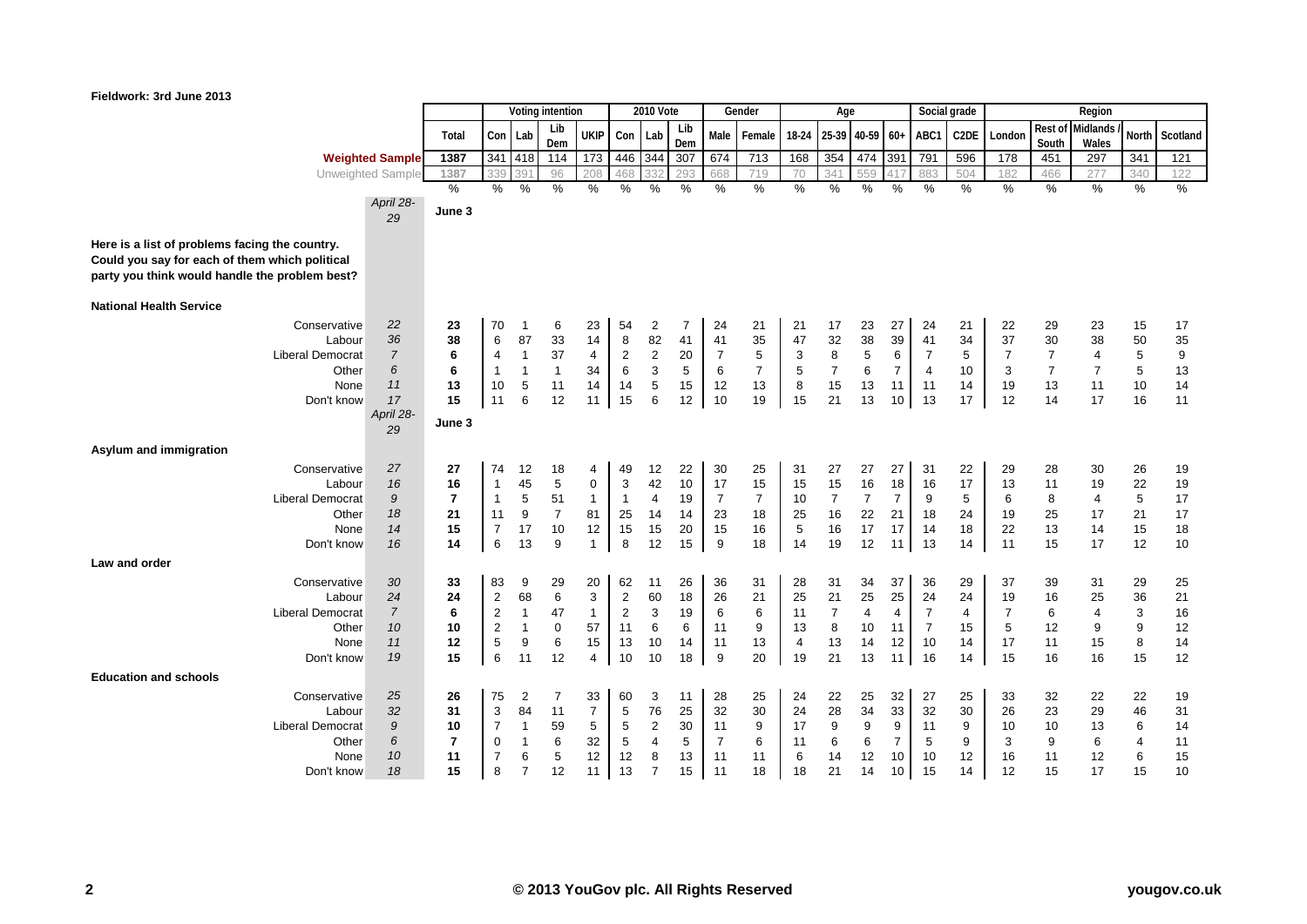Fieldwork: 3rd June 2013

| | | | Voting intention | | | | 2010 Vote | | | Gender | | Age | | | | Social grade | | Region | | | | |
|---|---|---|---|---|---|---|---|---|---|---|---|---|---|---|---|---|---|---|---|---|---|---|
| | | Total | Con | Lab | Lib Dem | UKIP | Con | Lab | Lib Dem | Male | Female | 18-24 | 25-39 | 40-59 | 60+ | ABC1 | C2DE | London | Rest of South | Midlands / Wales | North | Scotland |
| Weighted Sample | | 1387 | 341 | 418 | 114 | 173 | 446 | 344 | 307 | 674 | 713 | 168 | 354 | 474 | 391 | 791 | 596 | 178 | 451 | 297 | 341 | 121 |
| Unweighted Sample | | 1387 | 339 | 391 | 96 | 208 | 468 | 332 | 293 | 668 | 719 | 70 | 341 | 559 | 417 | 883 | 504 | 182 | 466 | 277 | 340 | 122 |
| | | % | % | % | % | % | % | % | % | % | % | % | % | % | % | % | % | % | % | % | % | % |
| | April 28-29 | June 3 | | | | | | | | | | | | | | | | | | | | |
| **Here is a list of problems facing the country. Could you say for each of them which political party you think would handle the problem best?** | | | | | | | | | | | | | | | | | | | | | | |
| **National Health Service** | | | | | | | | | | | | | | | | | | | | | | |
| Conservative | 22 | 23 | 70 | 1 | 6 | 23 | 54 | 2 | 7 | 24 | 21 | 21 | 17 | 23 | 27 | 24 | 21 | 22 | 29 | 23 | 15 | 17 |
| Labour | 36 | 38 | 6 | 87 | 33 | 14 | 8 | 82 | 41 | 41 | 35 | 47 | 32 | 38 | 39 | 41 | 34 | 37 | 30 | 38 | 50 | 35 |
| Liberal Democrat | 7 | 6 | 4 | 1 | 37 | 4 | 2 | 2 | 20 | 7 | 5 | 3 | 8 | 5 | 6 | 7 | 5 | 7 | 7 | 4 | 5 | 9 |
| Other | 6 | 6 | 1 | 1 | 1 | 34 | 6 | 3 | 5 | 6 | 7 | 5 | 7 | 6 | 7 | 4 | 10 | 3 | 7 | 7 | 5 | 13 |
| None | 11 | 13 | 10 | 5 | 11 | 14 | 14 | 5 | 15 | 12 | 13 | 8 | 15 | 13 | 11 | 11 | 14 | 19 | 13 | 11 | 10 | 14 |
| Don't know | 17 | 15 | 11 | 6 | 12 | 11 | 15 | 6 | 12 | 10 | 19 | 15 | 21 | 13 | 10 | 13 | 17 | 12 | 14 | 17 | 16 | 11 |
| | April 28-29 | June 3 | | | | | | | | | | | | | | | | | | | | |
| **Asylum and immigration** | | | | | | | | | | | | | | | | | | | | | | |
| Conservative | 27 | 27 | 74 | 12 | 18 | 4 | 49 | 12 | 22 | 30 | 25 | 31 | 27 | 27 | 27 | 31 | 22 | 29 | 28 | 30 | 26 | 19 |
| Labour | 16 | 16 | 1 | 45 | 5 | 0 | 3 | 42 | 10 | 17 | 15 | 15 | 15 | 16 | 18 | 16 | 17 | 13 | 11 | 19 | 22 | 19 |
| Liberal Democrat | 9 | 7 | 1 | 5 | 51 | 1 | 1 | 4 | 19 | 7 | 7 | 10 | 7 | 7 | 7 | 9 | 5 | 6 | 8 | 4 | 5 | 17 |
| Other | 18 | 21 | 11 | 9 | 7 | 81 | 25 | 14 | 14 | 23 | 18 | 25 | 16 | 22 | 21 | 18 | 24 | 19 | 25 | 17 | 21 | 17 |
| None | 14 | 15 | 7 | 17 | 10 | 12 | 15 | 15 | 20 | 15 | 16 | 5 | 16 | 17 | 17 | 14 | 18 | 22 | 13 | 14 | 15 | 18 |
| Don't know | 16 | 14 | 6 | 13 | 9 | 1 | 8 | 12 | 15 | 9 | 18 | 14 | 19 | 12 | 11 | 13 | 14 | 11 | 15 | 17 | 12 | 10 |
| **Law and order** | | | | | | | | | | | | | | | | | | | | | | |
| Conservative | 30 | 33 | 83 | 9 | 29 | 20 | 62 | 11 | 26 | 36 | 31 | 28 | 31 | 34 | 37 | 36 | 29 | 37 | 39 | 31 | 29 | 25 |
| Labour | 24 | 24 | 2 | 68 | 6 | 3 | 2 | 60 | 18 | 26 | 21 | 25 | 21 | 25 | 25 | 24 | 24 | 19 | 16 | 25 | 36 | 21 |
| Liberal Democrat | 7 | 6 | 2 | 1 | 47 | 1 | 2 | 3 | 19 | 6 | 6 | 11 | 7 | 4 | 4 | 7 | 4 | 7 | 6 | 4 | 3 | 16 |
| Other | 10 | 10 | 2 | 1 | 0 | 57 | 11 | 6 | 6 | 11 | 9 | 13 | 8 | 10 | 11 | 7 | 15 | 5 | 12 | 9 | 9 | 12 |
| None | 11 | 12 | 5 | 9 | 6 | 15 | 13 | 10 | 14 | 11 | 13 | 4 | 13 | 14 | 12 | 10 | 14 | 17 | 11 | 15 | 8 | 14 |
| Don't know | 19 | 15 | 6 | 11 | 12 | 4 | 10 | 10 | 18 | 9 | 20 | 19 | 21 | 13 | 11 | 16 | 14 | 15 | 16 | 16 | 15 | 12 |
| **Education and schools** | | | | | | | | | | | | | | | | | | | | | | |
| Conservative | 25 | 26 | 75 | 2 | 7 | 33 | 60 | 3 | 11 | 28 | 25 | 24 | 22 | 25 | 32 | 27 | 25 | 33 | 32 | 22 | 22 | 19 |
| Labour | 32 | 31 | 3 | 84 | 11 | 7 | 5 | 76 | 25 | 32 | 30 | 24 | 28 | 34 | 33 | 32 | 30 | 26 | 23 | 29 | 46 | 31 |
| Liberal Democrat | 9 | 10 | 7 | 1 | 59 | 5 | 5 | 2 | 30 | 11 | 9 | 17 | 9 | 9 | 9 | 11 | 9 | 10 | 10 | 13 | 6 | 14 |
| Other | 6 | 7 | 0 | 1 | 6 | 32 | 5 | 4 | 5 | 7 | 6 | 11 | 6 | 6 | 7 | 5 | 9 | 3 | 9 | 6 | 4 | 11 |
| None | 10 | 11 | 7 | 6 | 5 | 12 | 12 | 8 | 13 | 11 | 11 | 6 | 14 | 12 | 10 | 10 | 12 | 16 | 11 | 12 | 6 | 15 |
| Don't know | 18 | 15 | 8 | 7 | 12 | 11 | 13 | 7 | 15 | 11 | 18 | 18 | 21 | 14 | 10 | 15 | 14 | 12 | 15 | 17 | 15 | 10 |

© 2013 YouGov plc. All Rights Reserved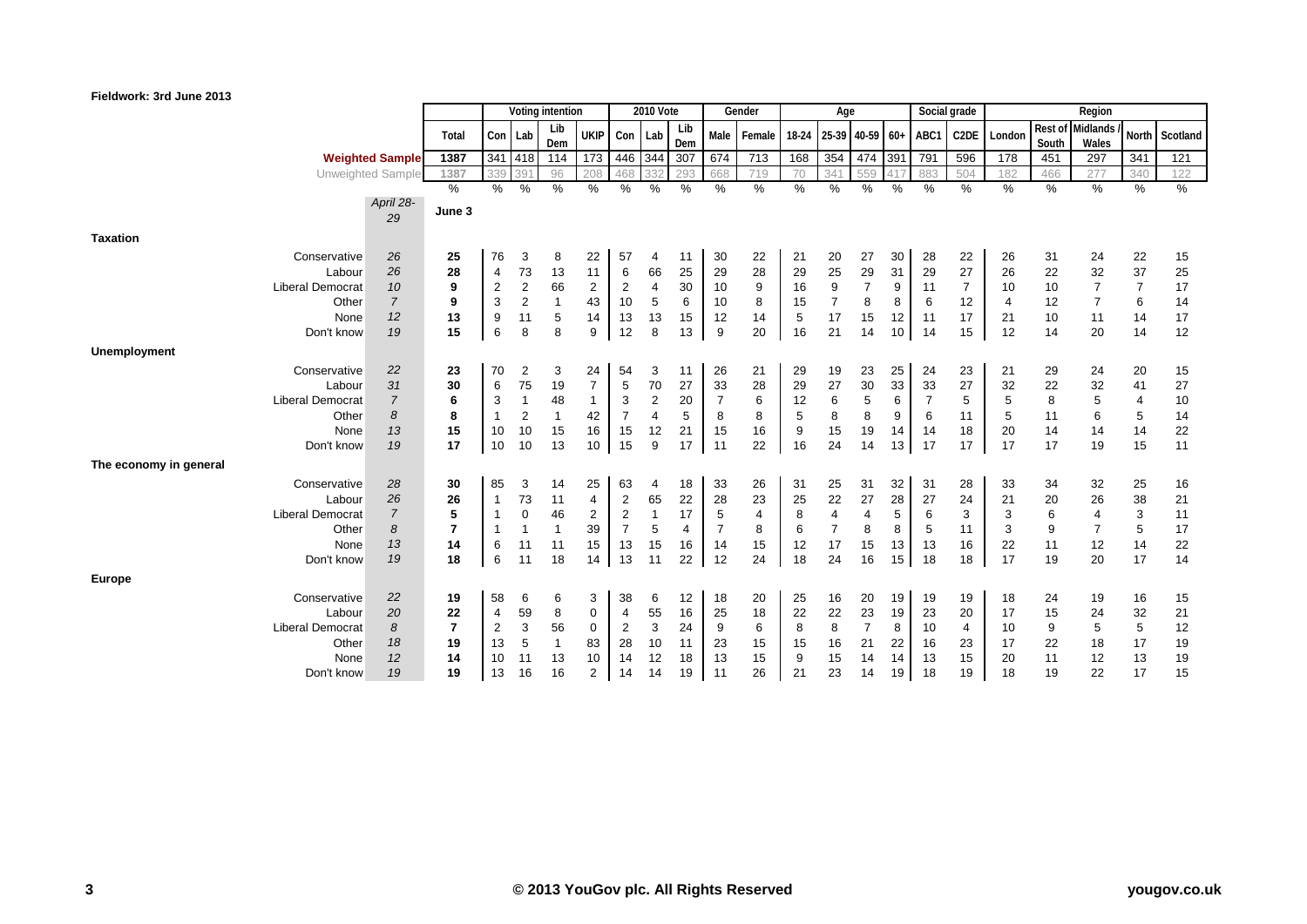Fieldwork: 3rd June 2013

| | April 28-29 | Total | Voting intention | | | | 2010 Vote | | | Gender | | Age | | | | Social grade | | Region | | | | |
|---|---|---|---|---|---|---|---|---|---|---|---|---|---|---|---|---|---|---|---|---|---|---|
| | | | Con | Lab | Lib Dem | UKIP | Con | Lab | Lib Dem | Male | Female | 18-24 | 25-39 | 40-59 | 60+ | ABC1 | C2DE | London | Rest of South | Midlands / Wales | North | Scotland |
| Weighted Sample | | 1387 | 341 | 418 | 114 | 173 | 446 | 344 | 307 | 674 | 713 | 168 | 354 | 474 | 391 | 791 | 596 | 178 | 451 | 297 | 341 | 121 |
| Unweighted Sample | | 1387 | 339 | 391 | 96 | 208 | 468 | 332 | 293 | 668 | 719 | 70 | 341 | 559 | 417 | 883 | 504 | 182 | 466 | 277 | 340 | 122 |
| | | June 3 | % | % | % | % | % | % | % | % | % | % | % | % | % | % | % | % | % | % | % | % |
| **Taxation** | | | | | | | | | | | | | | | | | | | | | | |
| Conservative | 26 | 25 | 76 | 3 | 8 | 22 | 57 | 4 | 11 | 30 | 22 | 21 | 20 | 27 | 30 | 28 | 22 | 26 | 31 | 24 | 22 | 15 |
| Labour | 26 | 28 | 4 | 73 | 13 | 11 | 6 | 66 | 25 | 29 | 28 | 29 | 25 | 29 | 31 | 29 | 27 | 26 | 22 | 32 | 37 | 25 |
| Liberal Democrat | 10 | 9 | 2 | 2 | 66 | 2 | 2 | 4 | 30 | 10 | 9 | 16 | 9 | 7 | 9 | 11 | 7 | 10 | 10 | 7 | 7 | 17 |
| Other | 7 | 9 | 3 | 2 | 1 | 43 | 10 | 5 | 6 | 10 | 8 | 15 | 7 | 8 | 8 | 6 | 12 | 4 | 12 | 7 | 6 | 14 |
| None | 12 | 13 | 9 | 11 | 5 | 14 | 13 | 13 | 15 | 12 | 14 | 5 | 17 | 15 | 12 | 11 | 17 | 21 | 10 | 11 | 14 | 17 |
| Don't know | 19 | 15 | 6 | 8 | 8 | 9 | 12 | 8 | 13 | 9 | 20 | 16 | 21 | 14 | 10 | 14 | 15 | 12 | 14 | 20 | 14 | 12 |
| **Unemployment** | | | | | | | | | | | | | | | | | | | | | | |
| Conservative | 22 | 23 | 70 | 2 | 3 | 24 | 54 | 3 | 11 | 26 | 21 | 29 | 19 | 23 | 25 | 24 | 23 | 21 | 29 | 24 | 20 | 15 |
| Labour | 31 | 30 | 6 | 75 | 19 | 7 | 5 | 70 | 27 | 33 | 28 | 29 | 27 | 30 | 33 | 33 | 27 | 32 | 22 | 32 | 41 | 27 |
| Liberal Democrat | 7 | 6 | 3 | 1 | 48 | 1 | 3 | 2 | 20 | 7 | 6 | 12 | 6 | 5 | 6 | 7 | 5 | 5 | 8 | 5 | 4 | 10 |
| Other | 8 | 8 | 1 | 2 | 1 | 42 | 7 | 4 | 5 | 8 | 8 | 5 | 8 | 8 | 9 | 6 | 11 | 5 | 11 | 6 | 5 | 14 |
| None | 13 | 15 | 10 | 10 | 15 | 16 | 15 | 12 | 21 | 15 | 16 | 9 | 15 | 19 | 14 | 14 | 18 | 20 | 14 | 14 | 14 | 22 |
| Don't know | 19 | 17 | 10 | 10 | 13 | 10 | 15 | 9 | 17 | 11 | 22 | 16 | 24 | 14 | 13 | 17 | 17 | 17 | 17 | 19 | 15 | 11 |
| **The economy in general** | | | | | | | | | | | | | | | | | | | | | | |
| Conservative | 28 | 30 | 85 | 3 | 14 | 25 | 63 | 4 | 18 | 33 | 26 | 31 | 25 | 31 | 32 | 31 | 28 | 33 | 34 | 32 | 25 | 16 |
| Labour | 26 | 26 | 1 | 73 | 11 | 4 | 2 | 65 | 22 | 28 | 23 | 25 | 22 | 27 | 28 | 27 | 24 | 21 | 20 | 26 | 38 | 21 |
| Liberal Democrat | 7 | 5 | 1 | 0 | 46 | 2 | 2 | 1 | 17 | 5 | 4 | 8 | 4 | 4 | 5 | 6 | 3 | 3 | 6 | 4 | 3 | 11 |
| Other | 8 | 7 | 1 | 1 | 1 | 39 | 7 | 5 | 4 | 7 | 8 | 6 | 7 | 8 | 8 | 5 | 11 | 3 | 9 | 7 | 5 | 17 |
| None | 13 | 14 | 6 | 11 | 11 | 15 | 13 | 15 | 16 | 14 | 15 | 12 | 17 | 15 | 13 | 13 | 16 | 22 | 11 | 12 | 14 | 22 |
| Don't know | 19 | 18 | 6 | 11 | 18 | 14 | 13 | 11 | 22 | 12 | 24 | 18 | 24 | 16 | 15 | 18 | 18 | 17 | 19 | 20 | 17 | 14 |
| **Europe** | | | | | | | | | | | | | | | | | | | | | | |
| Conservative | 22 | 19 | 58 | 6 | 6 | 3 | 38 | 6 | 12 | 18 | 20 | 25 | 16 | 20 | 19 | 19 | 19 | 18 | 24 | 19 | 16 | 15 |
| Labour | 20 | 22 | 4 | 59 | 8 | 0 | 4 | 55 | 16 | 25 | 18 | 22 | 22 | 23 | 19 | 23 | 20 | 17 | 15 | 24 | 32 | 21 |
| Liberal Democrat | 8 | 7 | 2 | 3 | 56 | 0 | 2 | 3 | 24 | 9 | 6 | 8 | 8 | 7 | 8 | 10 | 4 | 10 | 9 | 5 | 5 | 12 |
| Other | 18 | 19 | 13 | 5 | 1 | 83 | 28 | 10 | 11 | 23 | 15 | 15 | 16 | 21 | 22 | 16 | 23 | 17 | 22 | 18 | 17 | 19 |
| None | 12 | 14 | 10 | 11 | 13 | 10 | 14 | 12 | 18 | 13 | 15 | 9 | 15 | 14 | 14 | 13 | 15 | 20 | 11 | 12 | 13 | 19 |
| Don't know | 19 | 19 | 13 | 16 | 16 | 2 | 14 | 14 | 19 | 11 | 26 | 21 | 23 | 14 | 19 | 18 | 19 | 18 | 19 | 22 | 17 | 15 |

© 2013 YouGov plc. All Rights Reserved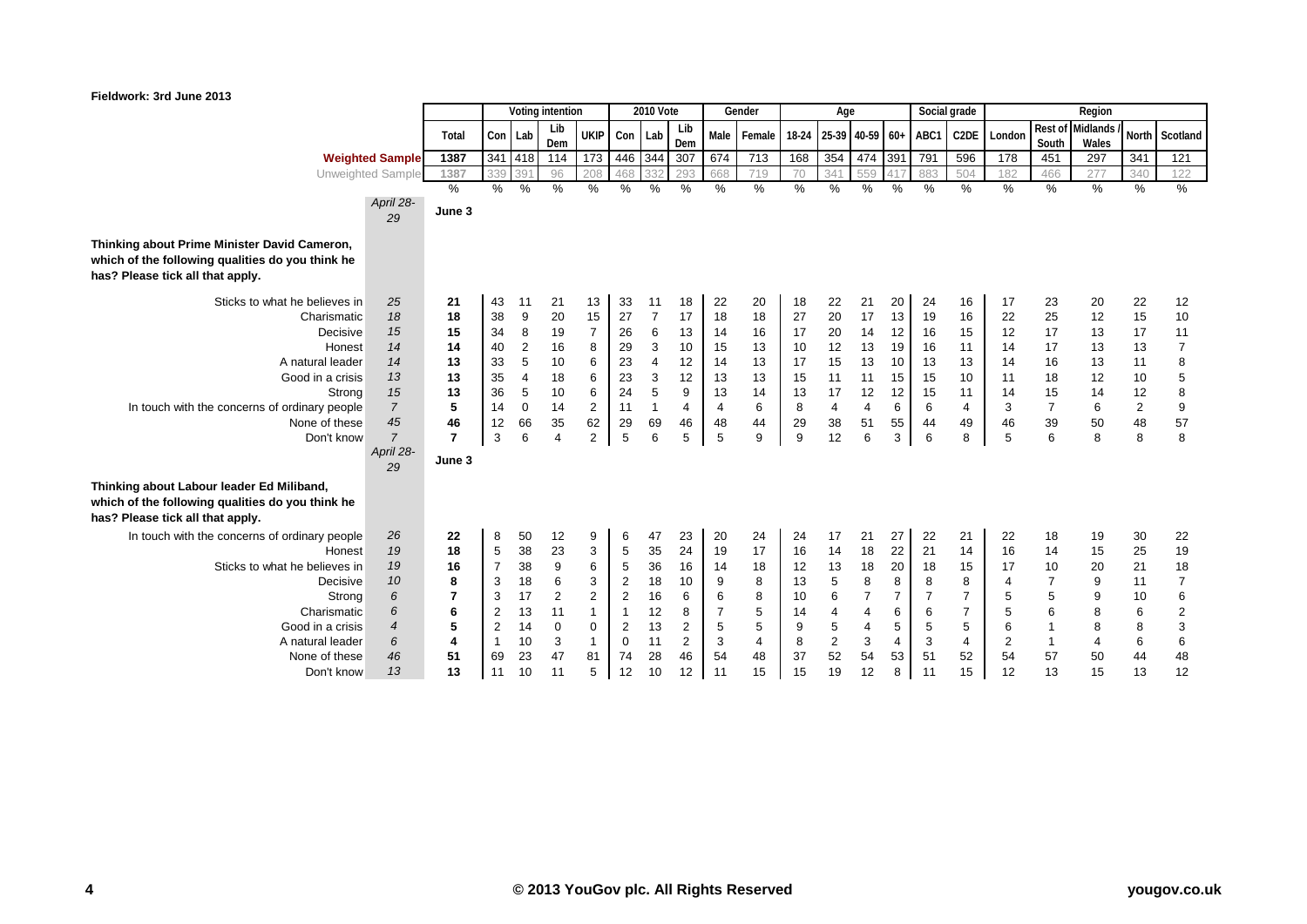**Fieldwork: 3rd June 2013**

| | | | Voting intention | | | | 2010 Vote | | | Gender | | Age | | | | Social grade | | Region | | | | |
|---|---|---|---|---|---|---|---|---|---|---|---|---|---|---|---|---|---|---|---|---|---|---|
| | | Total | Con | Lab | Lib Dem | UKIP | Con | Lab | Lib Dem | Male | Female | 18-24 | 25-39 | 40-59 | 60+ | ABC1 | C2DE | London | Rest of South | Midlands / Wales | North | Scotland |
| **Weighted Sample** | | 1387 | 341 | 418 | 114 | 173 | 446 | 344 | 307 | 674 | 713 | 168 | 354 | 474 | 391 | 791 | 596 | 178 | 451 | 297 | 341 | 121 |
| Unweighted Sample | | 1387 | 339 | 391 | 96 | 208 | 468 | 332 | 293 | 668 | 719 | 70 | 341 | 559 | 417 | 883 | 504 | 182 | 466 | 277 | 340 | 122 |
| | | % | % | % | % | % | % | % | % | % | % | % | % | % | % | % | % | % | % | % | % | % |
| | *April 28-29* | **June 3** | | | | | | | | | | | | | | | | | | | | |
| **Thinking about Prime Minister David Cameron, which of the following qualities do you think he has? Please tick all that apply.** | | | | | | | | | | | | | | | | | | | | | | |
| Sticks to what he believes in | *25* | **21** | 43 | 11 | 21 | 13 | 33 | 11 | 18 | 22 | 20 | 18 | 22 | 21 | 20 | 24 | 16 | 17 | 23 | 20 | 22 | 12 |
| Charismatic | *18* | **18** | 38 | 9 | 20 | 15 | 27 | 7 | 17 | 18 | 18 | 27 | 20 | 17 | 13 | 19 | 16 | 22 | 25 | 12 | 15 | 10 |
| Decisive | *15* | **15** | 34 | 8 | 19 | 7 | 26 | 6 | 13 | 14 | 16 | 17 | 20 | 14 | 12 | 16 | 15 | 12 | 17 | 13 | 17 | 11 |
| Honest | *14* | **14** | 40 | 2 | 16 | 8 | 29 | 3 | 10 | 15 | 13 | 10 | 12 | 13 | 19 | 16 | 11 | 14 | 17 | 13 | 13 | 7 |
| A natural leader | *14* | **13** | 33 | 5 | 10 | 6 | 23 | 4 | 12 | 14 | 13 | 17 | 15 | 13 | 10 | 13 | 13 | 14 | 16 | 13 | 11 | 8 |
| Good in a crisis | *13* | **13** | 35 | 4 | 18 | 6 | 23 | 3 | 12 | 13 | 13 | 15 | 11 | 11 | 15 | 15 | 10 | 11 | 18 | 12 | 10 | 5 |
| Strong | *15* | **13** | 36 | 5 | 10 | 6 | 24 | 5 | 9 | 13 | 14 | 13 | 17 | 12 | 12 | 15 | 11 | 14 | 15 | 14 | 12 | 8 |
| In touch with the concerns of ordinary people | *7* | **5** | 14 | 0 | 14 | 2 | 11 | 1 | 4 | 4 | 6 | 8 | 4 | 4 | 6 | 6 | 4 | 3 | 7 | 6 | 2 | 9 |
| None of these | *45* | **46** | 12 | 66 | 35 | 62 | 29 | 69 | 46 | 48 | 44 | 29 | 38 | 51 | 55 | 44 | 49 | 46 | 39 | 50 | 48 | 57 |
| Don't know | *7* | **7** | 3 | 6 | 4 | 2 | 5 | 6 | 5 | 5 | 9 | 9 | 12 | 6 | 3 | 6 | 8 | 5 | 6 | 8 | 8 | 8 |
| | *April 28-29* | **June 3** | | | | | | | | | | | | | | | | | | | | |
| **Thinking about Labour leader Ed Miliband, which of the following qualities do you think he has? Please tick all that apply.** | | | | | | | | | | | | | | | | | | | | | | |
| In touch with the concerns of ordinary people | *26* | **22** | 8 | 50 | 12 | 9 | 6 | 47 | 23 | 20 | 24 | 24 | 17 | 21 | 27 | 22 | 21 | 22 | 18 | 19 | 30 | 22 |
| Honest | *19* | **18** | 5 | 38 | 23 | 3 | 5 | 35 | 24 | 19 | 17 | 16 | 14 | 18 | 22 | 21 | 14 | 16 | 14 | 15 | 25 | 19 |
| Sticks to what he believes in | *19* | **16** | 7 | 38 | 9 | 6 | 5 | 36 | 16 | 14 | 18 | 12 | 13 | 18 | 20 | 18 | 15 | 17 | 10 | 20 | 21 | 18 |
| Decisive | *10* | **8** | 3 | 18 | 6 | 3 | 2 | 18 | 10 | 9 | 8 | 13 | 5 | 8 | 8 | 8 | 8 | 4 | 7 | 9 | 11 | 7 |
| Strong | *6* | **7** | 3 | 17 | 2 | 2 | 2 | 16 | 6 | 6 | 8 | 10 | 6 | 7 | 7 | 7 | 7 | 5 | 5 | 9 | 10 | 6 |
| Charismatic | *6* | **6** | 2 | 13 | 11 | 1 | 1 | 12 | 8 | 7 | 5 | 14 | 4 | 4 | 6 | 6 | 7 | 5 | 6 | 8 | 6 | 2 |
| Good in a crisis | *4* | **5** | 2 | 14 | 0 | 0 | 2 | 13 | 2 | 5 | 5 | 9 | 5 | 4 | 5 | 5 | 5 | 6 | 1 | 8 | 8 | 3 |
| A natural leader | *6* | **4** | 1 | 10 | 3 | 1 | 0 | 11 | 2 | 3 | 4 | 8 | 2 | 3 | 4 | 3 | 4 | 2 | 1 | 4 | 6 | 6 |
| None of these | *46* | **51** | 69 | 23 | 47 | 81 | 74 | 28 | 46 | 54 | 48 | 37 | 52 | 54 | 53 | 51 | 52 | 54 | 57 | 50 | 44 | 48 |
| Don't know | *13* | **13** | 11 | 10 | 11 | 5 | 12 | 10 | 12 | 11 | 15 | 15 | 19 | 12 | 8 | 11 | 15 | 12 | 13 | 15 | 13 | 12 |

**© 2013 YouGov plc. All Rights Reserved**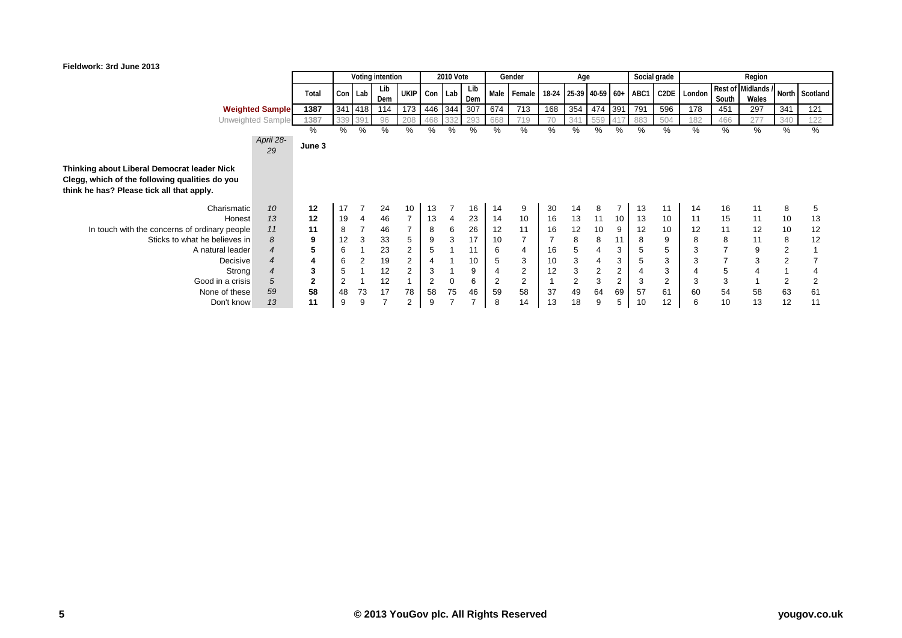**Fieldwork: 3rd June 2013**

| | | | Voting intention | | | | 2010 Vote | | | Gender | | Age | | | | Social grade | | Region | | | | |
|---|---|---|---|---|---|---|---|---|---|---|---|---|---|---|---|---|---|---|---|---|---|---|
| | | Total | Con | Lab | Lib Dem | UKIP | Con | Lab | Lib Dem | Male | Female | 18-24 | 25-39 | 40-59 | 60+ | ABC1 | C2DE | London | Rest of South | Midlands / Wales | North | Scotland |
| Weighted Sample | | 1387 | 341 | 418 | 114 | 173 | 446 | 344 | 307 | 674 | 713 | 168 | 354 | 474 | 391 | 791 | 596 | 178 | 451 | 297 | 341 | 121 |
| Unweighted Sample | | 1387 | 339 | 391 | 96 | 208 | 468 | 332 | 293 | 668 | 719 | 70 | 341 | 559 | 417 | 883 | 504 | 182 | 466 | 277 | 340 | 122 |
| | | % | % | % | % | % | % | % | % | % | % | % | % | % | % | % | % | % | % | % | % | % |
| | April 28-29 | June 3 | | | | | | | | | | | | | | | | | | | | |
| **Thinking about Liberal Democrat leader Nick Clegg, which of the following qualities do you think he has? Please tick all that apply.** | | | | | | | | | | | | | | | | | | | | | | |
| Charismatic | 10 | **12** | 17 | 7 | 24 | 10 | 13 | 7 | 16 | 14 | 9 | 30 | 14 | 8 | 7 | 13 | 11 | 14 | 16 | 11 | 8 | 5 |
| Honest | 13 | **12** | 19 | 4 | 46 | 7 | 13 | 4 | 23 | 14 | 10 | 16 | 13 | 11 | 10 | 13 | 10 | 11 | 15 | 11 | 10 | 13 |
| In touch with the concerns of ordinary people | 11 | **11** | 8 | 7 | 46 | 7 | 8 | 6 | 26 | 12 | 11 | 16 | 12 | 10 | 9 | 12 | 10 | 12 | 11 | 12 | 10 | 12 |
| Sticks to what he believes in | 8 | **9** | 12 | 3 | 33 | 5 | 9 | 3 | 17 | 10 | 7 | 7 | 8 | 8 | 11 | 8 | 9 | 8 | 8 | 11 | 8 | 12 |
| A natural leader | 4 | **5** | 6 | 1 | 23 | 2 | 5 | 1 | 11 | 6 | 4 | 16 | 5 | 4 | 3 | 5 | 5 | 3 | 7 | 9 | 2 | 1 |
| Decisive | 4 | **4** | 6 | 2 | 19 | 2 | 4 | 1 | 10 | 5 | 3 | 10 | 3 | 4 | 3 | 5 | 3 | 3 | 7 | 3 | 2 | 7 |
| Strong | 4 | **3** | 5 | 1 | 12 | 2 | 3 | 1 | 9 | 4 | 2 | 12 | 3 | 2 | 2 | 4 | 3 | 4 | 5 | 4 | 1 | 4 |
| Good in a crisis | 5 | **2** | 2 | 1 | 12 | 1 | 2 | 0 | 6 | 2 | 2 | 1 | 2 | 3 | 2 | 3 | 2 | 3 | 3 | 1 | 2 | 2 |
| None of these | 59 | **58** | 48 | 73 | 17 | 78 | 58 | 75 | 46 | 59 | 58 | 37 | 49 | 64 | 69 | 57 | 61 | 60 | 54 | 58 | 63 | 61 |
| Don't know | 13 | **11** | 9 | 9 | 7 | 2 | 9 | 7 | 7 | 8 | 14 | 13 | 18 | 9 | 5 | 10 | 12 | 6 | 10 | 13 | 12 | 11 |

**© 2013 YouGov plc. All Rights Reserved** yougov.co.uk